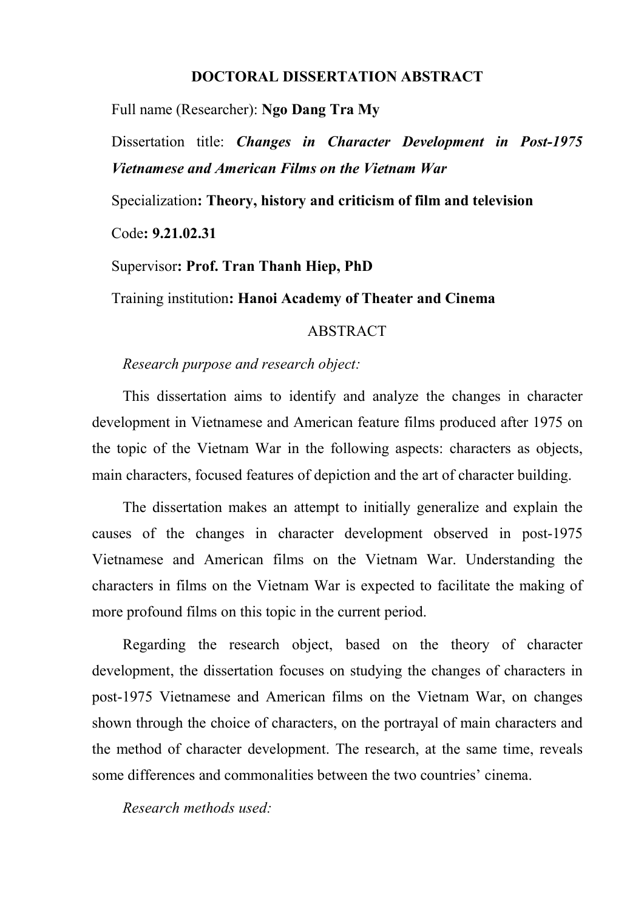# DOCTORAL DISSERTATION ABSTRACT

Full name (Researcher): **Ngo Dang Tra My**

Dissertation title: ***Changes in Character Development in Post-1975 Vietnamese and American Films on the Vietnam War***

Specialization**: Theory, history and criticism of film and television**

Code**: 9.21.02.31**

Supervisor**: Prof. Tran Thanh Hiep, PhD**

Training institution**: Hanoi Academy of Theater and Cinema**

## ABSTRACT

*Research purpose and research object:*

This dissertation aims to identify and analyze the changes in character development in Vietnamese and American feature films produced after 1975 on the topic of the Vietnam War in the following aspects: characters as objects, main characters, focused features of depiction and the art of character building.

The dissertation makes an attempt to initially generalize and explain the causes of the changes in character development observed in post-1975 Vietnamese and American films on the Vietnam War. Understanding the characters in films on the Vietnam War is expected to facilitate the making of more profound films on this topic in the current period.

Regarding the research object, based on the theory of character development, the dissertation focuses on studying the changes of characters in post-1975 Vietnamese and American films on the Vietnam War, on changes shown through the choice of characters, on the portrayal of main characters and the method of character development. The research, at the same time, reveals some differences and commonalities between the two countries' cinema.

*Research methods used:*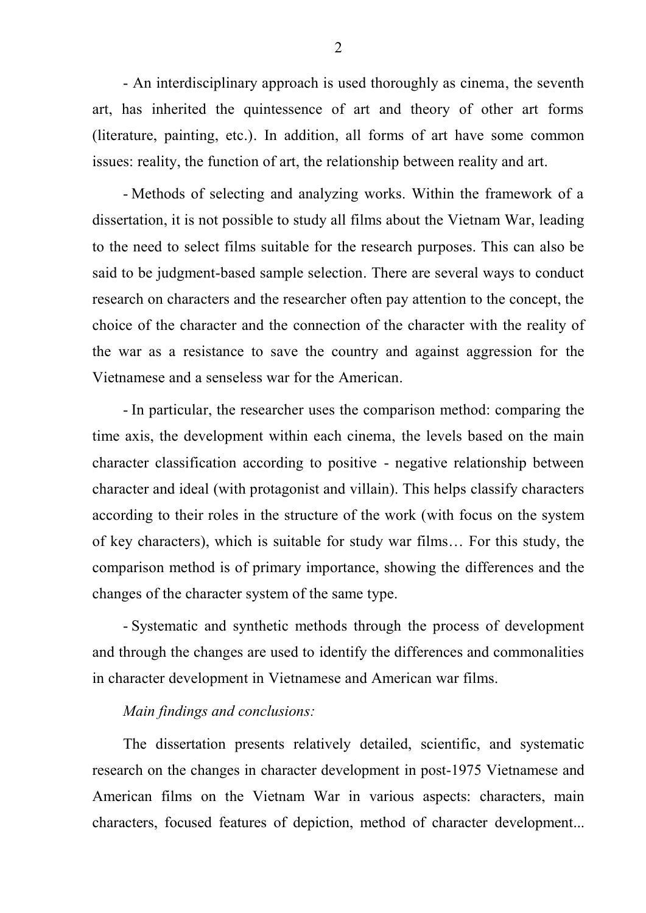- An interdisciplinary approach is used thoroughly as cinema, the seventh art, has inherited the quintessence of art and theory of other art forms (literature, painting, etc.). In addition, all forms of art have some common issues: reality, the function of art, the relationship between reality and art.

- Methods of selecting and analyzing works. Within the framework of a dissertation, it is not possible to study all films about the Vietnam War, leading to the need to select films suitable for the research purposes. This can also be said to be judgment-based sample selection. There are several ways to conduct research on characters and the researcher often pay attention to the concept, the choice of the character and the connection of the character with the reality of the war as a resistance to save the country and against aggression for the Vietnamese and a senseless war for the American.

- In particular, the researcher uses the comparison method: comparing the time axis, the development within each cinema, the levels based on the main character classification according to positive - negative relationship between character and ideal (with protagonist and villain). This helps classify characters according to their roles in the structure of the work (with focus on the system of key characters), which is suitable for study war films… For this study, the comparison method is of primary importance, showing the differences and the changes of the character system of the same type.

- Systematic and synthetic methods through the process of development and through the changes are used to identify the differences and commonalities in character development in Vietnamese and American war films.

*Main findings and conclusions:*

The dissertation presents relatively detailed, scientific, and systematic research on the changes in character development in post-1975 Vietnamese and American films on the Vietnam War in various aspects: characters, main characters, focused features of depiction, method of character development...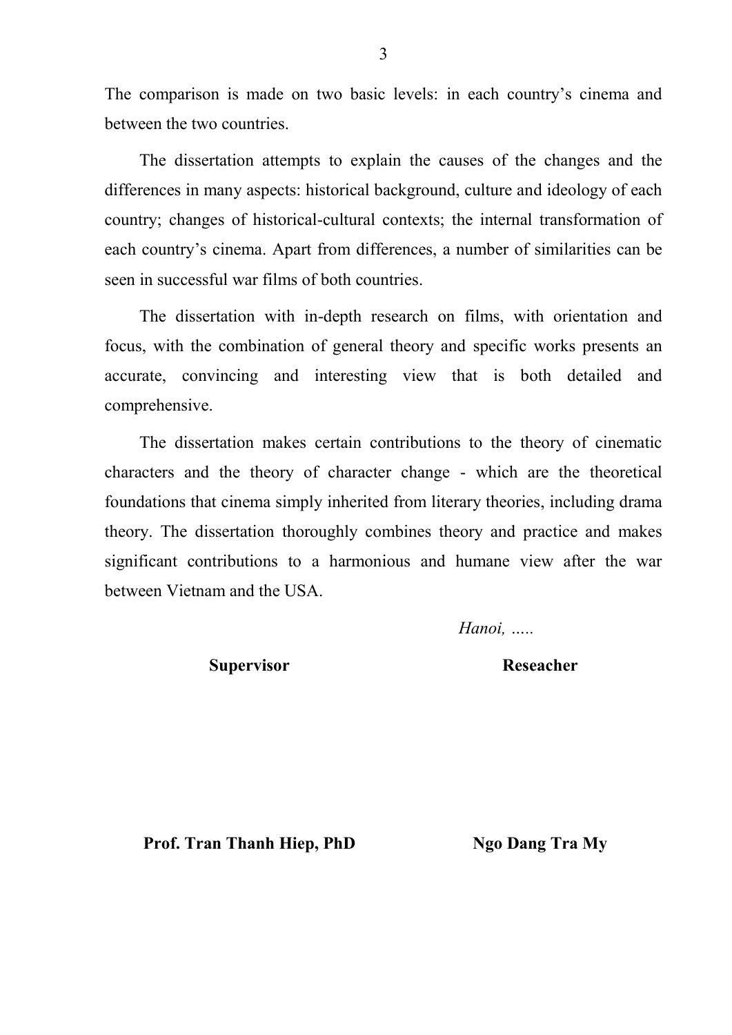The comparison is made on two basic levels: in each country's cinema and between the two countries.

The dissertation attempts to explain the causes of the changes and the differences in many aspects: historical background, culture and ideology of each country; changes of historical-cultural contexts; the internal transformation of each country's cinema. Apart from differences, a number of similarities can be seen in successful war films of both countries.

The dissertation with in-depth research on films, with orientation and focus, with the combination of general theory and specific works presents an accurate, convincing and interesting view that is both detailed and comprehensive.

The dissertation makes certain contributions to the theory of cinematic characters and the theory of character change - which are the theoretical foundations that cinema simply inherited from literary theories, including drama theory. The dissertation thoroughly combines theory and practice and makes significant contributions to a harmonious and humane view after the war between Vietnam and the USA.

*Hanoi, .....*

**Supervisor** **Reseacher**

**Prof. Tran Thanh Hiep, PhD** **Ngo Dang Tra My**